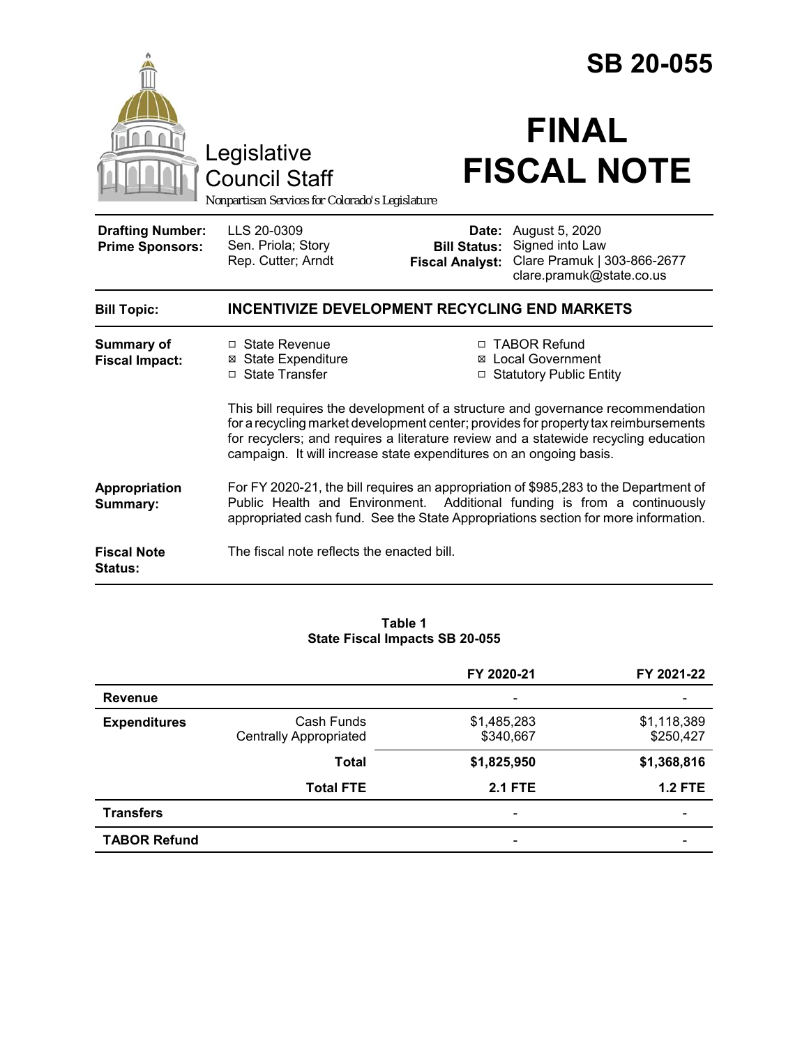# SB 20-055

# FINAL FISCAL NOTE

Legislative Council Staff

*Nonpartisan Services for Colorado's Legislature*

| | | | |
|---|---|---|---|
| **Drafting Number:** | LLS 20-0309 | **Date:** | August 5, 2020 |
| **Prime Sponsors:** | Sen. Priola; Story<br>Rep. Cutter; Arndt | **Bill Status:** | Signed into Law |
| | | **Fiscal Analyst:** | Clare Pramuk \| 303-866-2677<br>clare.pramuk@state.co.us |

**Bill Topic:** **INCENTIVIZE DEVELOPMENT RECYCLING END MARKETS**

**Summary of Fiscal Impact:**

- ☐ State Revenue
- ☒ State Expenditure
- ☐ State Transfer
- ☐ TABOR Refund
- ☒ Local Government
- ☐ Statutory Public Entity

This bill requires the development of a structure and governance recommendation for a recycling market development center; provides for property tax reimbursements for recyclers; and requires a literature review and a statewide recycling education campaign. It will increase state expenditures on an ongoing basis.

**Appropriation Summary:** For FY 2020-21, the bill requires an appropriation of $985,283 to the Department of Public Health and Environment. Additional funding is from a continuously appropriated cash fund. See the State Appropriations section for more information.

**Fiscal Note Status:** The fiscal note reflects the enacted bill.

**Table 1**
**State Fiscal Impacts SB 20-055**

| | | FY 2020-21 | FY 2021-22 |
|---|---|---|---|
| **Revenue** | | - | - |
| **Expenditures** | Cash Funds | $1,485,283 | $1,118,389 |
| | Centrally Appropriated | $340,667 | $250,427 |
| | **Total** | **$1,825,950** | **$1,368,816** |
| | **Total FTE** | **2.1 FTE** | **1.2 FTE** |
| **Transfers** | | - | - |
| **TABOR Refund** | | - | - |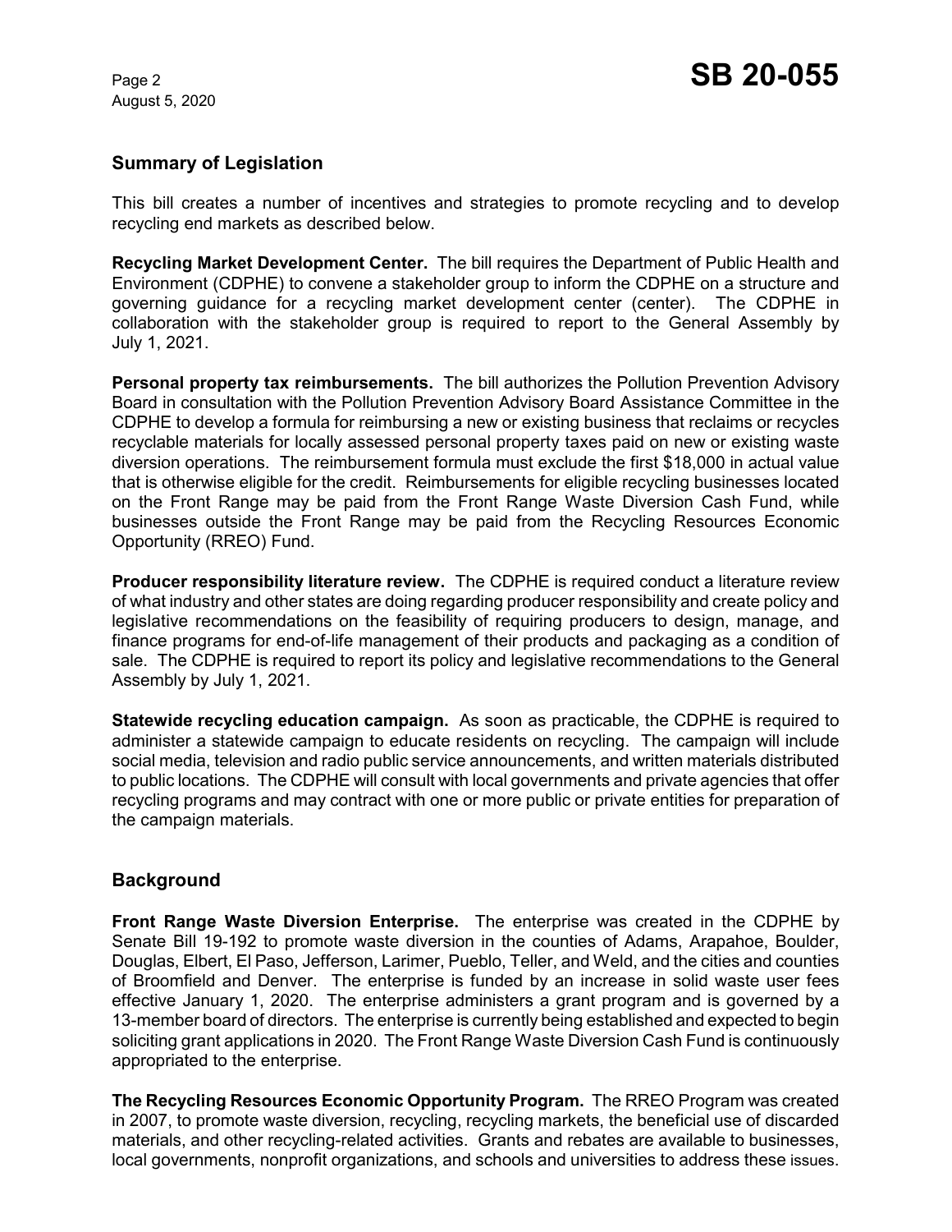## Summary of Legislation

This bill creates a number of incentives and strategies to promote recycling and to develop recycling end markets as described below.

**Recycling Market Development Center.** The bill requires the Department of Public Health and Environment (CDPHE) to convene a stakeholder group to inform the CDPHE on a structure and governing guidance for a recycling market development center (center). The CDPHE in collaboration with the stakeholder group is required to report to the General Assembly by July 1, 2021.

**Personal property tax reimbursements.** The bill authorizes the Pollution Prevention Advisory Board in consultation with the Pollution Prevention Advisory Board Assistance Committee in the CDPHE to develop a formula for reimbursing a new or existing business that reclaims or recycles recyclable materials for locally assessed personal property taxes paid on new or existing waste diversion operations. The reimbursement formula must exclude the first $18,000 in actual value that is otherwise eligible for the credit. Reimbursements for eligible recycling businesses located on the Front Range may be paid from the Front Range Waste Diversion Cash Fund, while businesses outside the Front Range may be paid from the Recycling Resources Economic Opportunity (RREO) Fund.

**Producer responsibility literature review.** The CDPHE is required conduct a literature review of what industry and other states are doing regarding producer responsibility and create policy and legislative recommendations on the feasibility of requiring producers to design, manage, and finance programs for end-of-life management of their products and packaging as a condition of sale. The CDPHE is required to report its policy and legislative recommendations to the General Assembly by July 1, 2021.

**Statewide recycling education campaign.** As soon as practicable, the CDPHE is required to administer a statewide campaign to educate residents on recycling. The campaign will include social media, television and radio public service announcements, and written materials distributed to public locations. The CDPHE will consult with local governments and private agencies that offer recycling programs and may contract with one or more public or private entities for preparation of the campaign materials.

## Background

**Front Range Waste Diversion Enterprise.** The enterprise was created in the CDPHE by Senate Bill 19-192 to promote waste diversion in the counties of Adams, Arapahoe, Boulder, Douglas, Elbert, El Paso, Jefferson, Larimer, Pueblo, Teller, and Weld, and the cities and counties of Broomfield and Denver. The enterprise is funded by an increase in solid waste user fees effective January 1, 2020. The enterprise administers a grant program and is governed by a 13-member board of directors. The enterprise is currently being established and expected to begin soliciting grant applications in 2020. The Front Range Waste Diversion Cash Fund is continuously appropriated to the enterprise.

**The Recycling Resources Economic Opportunity Program.** The RREO Program was created in 2007, to promote waste diversion, recycling, recycling markets, the beneficial use of discarded materials, and other recycling-related activities. Grants and rebates are available to businesses, local governments, nonprofit organizations, and schools and universities to address these issues.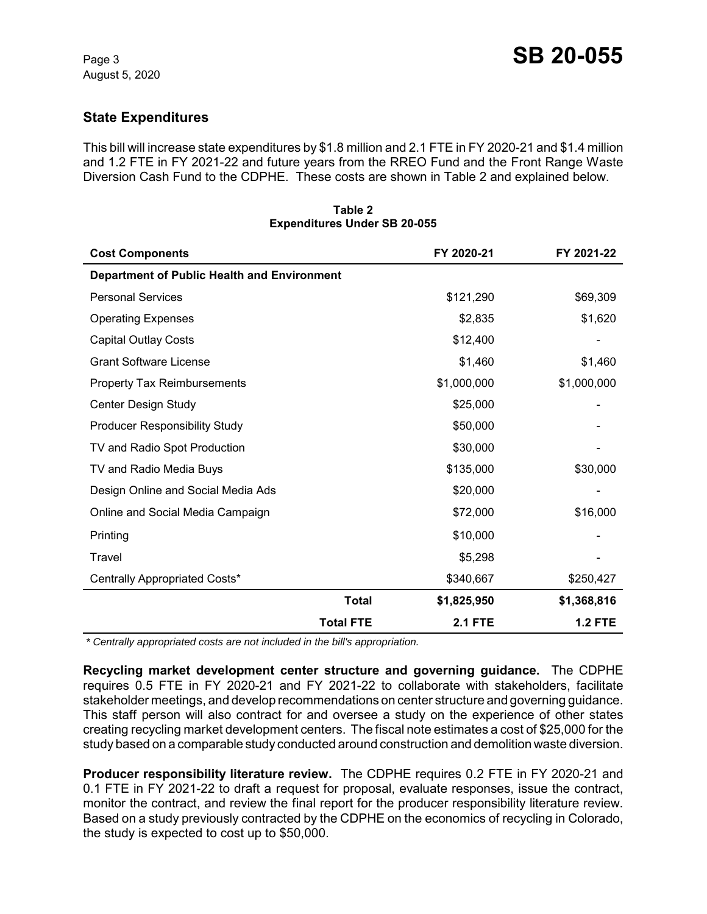## State Expenditures

This bill will increase state expenditures by $1.8 million and 2.1 FTE in FY 2020-21 and $1.4 million and 1.2 FTE in FY 2021-22 and future years from the RREO Fund and the Front Range Waste Diversion Cash Fund to the CDPHE. These costs are shown in Table 2 and explained below.

**Table 2**
**Expenditures Under SB 20-055**

| Cost Components | FY 2020-21 | FY 2021-22 |
|---|---|---|
| **Department of Public Health and Environment** | | |
| Personal Services | $121,290 | $69,309 |
| Operating Expenses | $2,835 | $1,620 |
| Capital Outlay Costs | $12,400 | - |
| Grant Software License | $1,460 | $1,460 |
| Property Tax Reimbursements | $1,000,000 | $1,000,000 |
| Center Design Study | $25,000 | - |
| Producer Responsibility Study | $50,000 | - |
| TV and Radio Spot Production | $30,000 | - |
| TV and Radio Media Buys | $135,000 | $30,000 |
| Design Online and Social Media Ads | $20,000 | - |
| Online and Social Media Campaign | $72,000 | $16,000 |
| Printing | $10,000 | - |
| Travel | $5,298 | - |
| Centrally Appropriated Costs* | $340,667 | $250,427 |
| **Total** | **$1,825,950** | **$1,368,816** |
| **Total FTE** | **2.1 FTE** | **1.2 FTE** |

*\* Centrally appropriated costs are not included in the bill's appropriation.*

**Recycling market development center structure and governing guidance.** The CDPHE requires 0.5 FTE in FY 2020-21 and FY 2021-22 to collaborate with stakeholders, facilitate stakeholder meetings, and develop recommendations on center structure and governing guidance. This staff person will also contract for and oversee a study on the experience of other states creating recycling market development centers. The fiscal note estimates a cost of $25,000 for the study based on a comparable study conducted around construction and demolition waste diversion.

**Producer responsibility literature review.** The CDPHE requires 0.2 FTE in FY 2020-21 and 0.1 FTE in FY 2021-22 to draft a request for proposal, evaluate responses, issue the contract, monitor the contract, and review the final report for the producer responsibility literature review. Based on a study previously contracted by the CDPHE on the economics of recycling in Colorado, the study is expected to cost up to $50,000.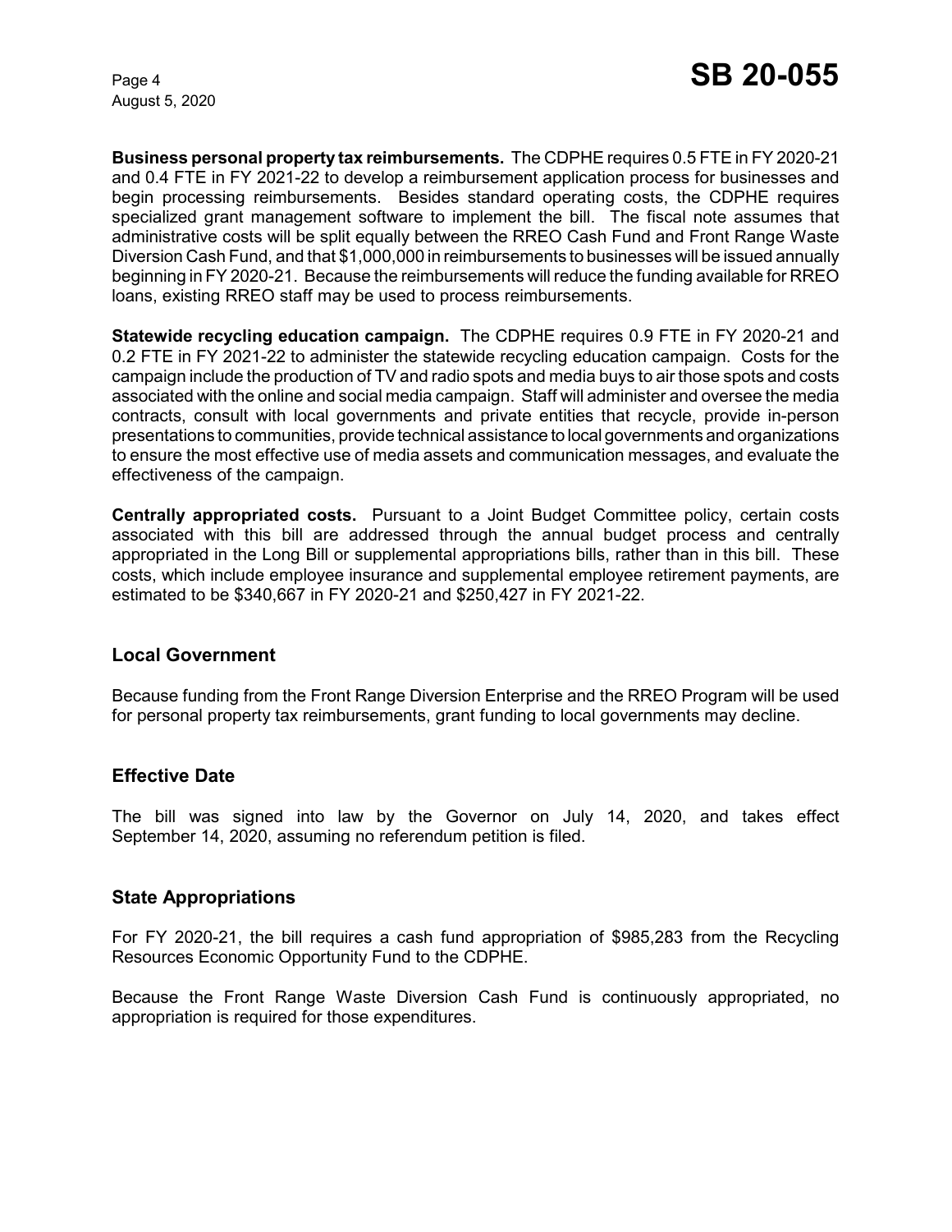**Business personal property tax reimbursements.** The CDPHE requires 0.5 FTE in FY 2020-21 and 0.4 FTE in FY 2021-22 to develop a reimbursement application process for businesses and begin processing reimbursements. Besides standard operating costs, the CDPHE requires specialized grant management software to implement the bill. The fiscal note assumes that administrative costs will be split equally between the RREO Cash Fund and Front Range Waste Diversion Cash Fund, and that $1,000,000 in reimbursements to businesses will be issued annually beginning in FY 2020-21. Because the reimbursements will reduce the funding available for RREO loans, existing RREO staff may be used to process reimbursements.

**Statewide recycling education campaign.** The CDPHE requires 0.9 FTE in FY 2020-21 and 0.2 FTE in FY 2021-22 to administer the statewide recycling education campaign. Costs for the campaign include the production of TV and radio spots and media buys to air those spots and costs associated with the online and social media campaign. Staff will administer and oversee the media contracts, consult with local governments and private entities that recycle, provide in-person presentations to communities, provide technical assistance to local governments and organizations to ensure the most effective use of media assets and communication messages, and evaluate the effectiveness of the campaign.

**Centrally appropriated costs.** Pursuant to a Joint Budget Committee policy, certain costs associated with this bill are addressed through the annual budget process and centrally appropriated in the Long Bill or supplemental appropriations bills, rather than in this bill. These costs, which include employee insurance and supplemental employee retirement payments, are estimated to be $340,667 in FY 2020-21 and $250,427 in FY 2021-22.

## Local Government

Because funding from the Front Range Diversion Enterprise and the RREO Program will be used for personal property tax reimbursements, grant funding to local governments may decline.

## Effective Date

The bill was signed into law by the Governor on July 14, 2020, and takes effect September 14, 2020, assuming no referendum petition is filed.

## State Appropriations

For FY 2020-21, the bill requires a cash fund appropriation of $985,283 from the Recycling Resources Economic Opportunity Fund to the CDPHE.

Because the Front Range Waste Diversion Cash Fund is continuously appropriated, no appropriation is required for those expenditures.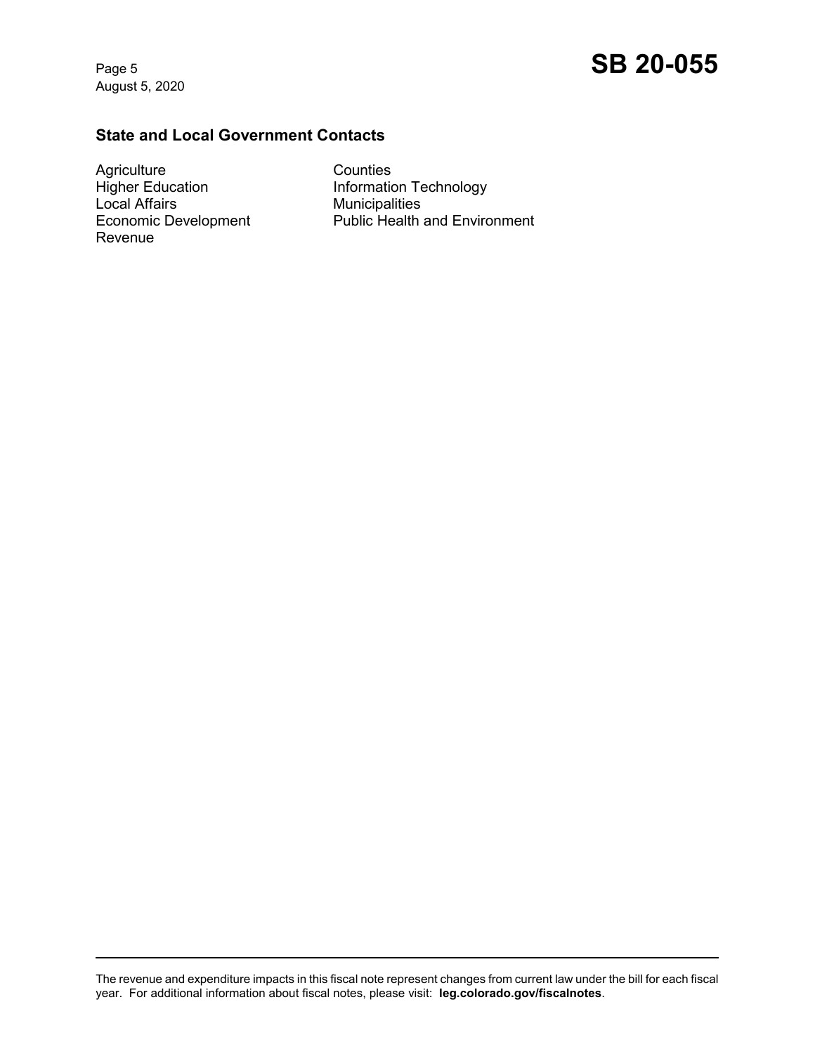## State and Local Government Contacts

Agriculture
Higher Education
Local Affairs
Economic Development
Revenue
Counties
Information Technology
Municipalities
Public Health and Environment

The revenue and expenditure impacts in this fiscal note represent changes from current law under the bill for each fiscal year. For additional information about fiscal notes, please visit: **leg.colorado.gov/fiscalnotes**.